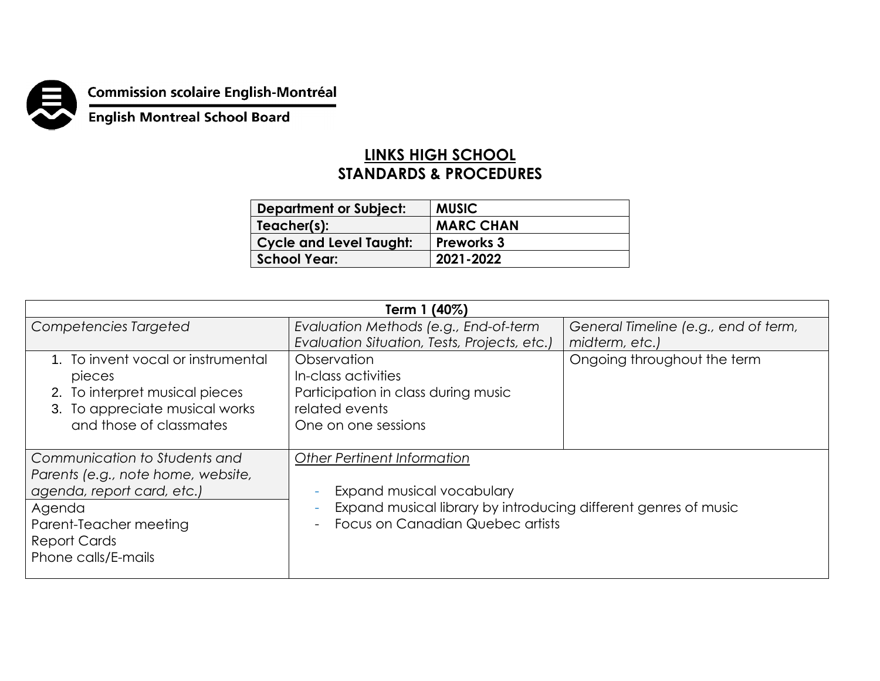Commission scolaire English-Montréal

English Montreal School Board

# LINKS HIGH SCHOOL
## STANDARDS & PROCEDURES

| Department or Subject: | MUSIC |
|---|---|
| Teacher(s): | MARC CHAN |
| Cycle and Level Taught: | Preworks 3 |
| School Year: | 2021-2022 |

| Term 1 (40%) | | |
|---|---|---|
| *Competencies Targeted* | *Evaluation Methods (e.g., End-of-term Evaluation Situation, Tests, Projects, etc.)* | *General Timeline (e.g., end of term, midterm, etc.)* |
| 1. To invent vocal or instrumental pieces<br>2. To interpret musical pieces<br>3. To appreciate musical works and those of classmates | Observation<br>In-class activities<br>Participation in class during music related events<br>One on one sessions | Ongoing throughout the term |
| *Communication to Students and Parents (e.g., note home, website, agenda, report card, etc.)* | *Other Pertinent Information* | |
| Agenda<br>Parent-Teacher meeting<br>Report Cards<br>Phone calls/E-mails | - Expand musical vocabulary<br>- Expand musical library by introducing different genres of music<br>- Focus on Canadian Quebec artists | |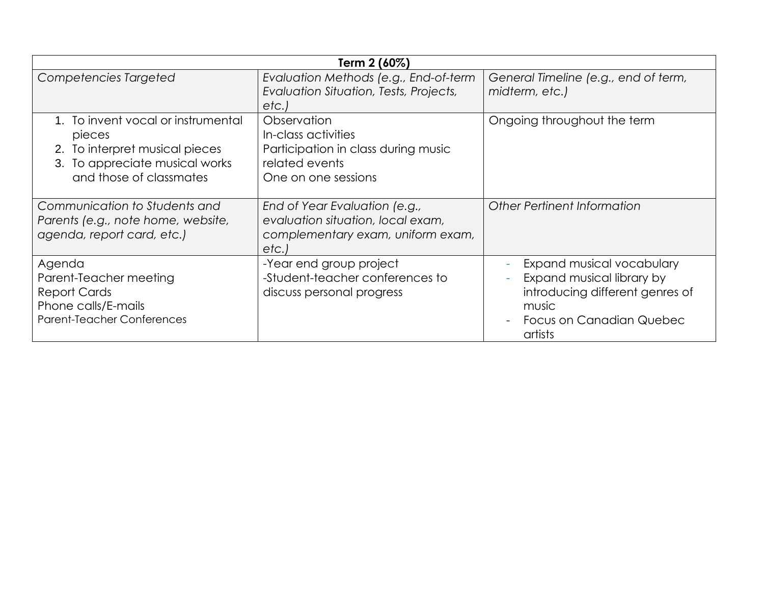| Term 2 (60%) | | |
|---|---|---|
| *Competencies Targeted* | *Evaluation Methods (e.g., End-of-term Evaluation Situation, Tests, Projects, etc.)* | *General Timeline (e.g., end of term, midterm, etc.)* |
| 1. To invent vocal or instrumental pieces<br>2. To interpret musical pieces<br>3. To appreciate musical works and those of classmates | Observation<br>In-class activities<br>Participation in class during music related events<br>One on one sessions | Ongoing throughout the term |
| *Communication to Students and Parents (e.g., note home, website, agenda, report card, etc.)* | *End of Year Evaluation (e.g., evaluation situation, local exam, complementary exam, uniform exam, etc.)* | *Other Pertinent Information* |
| Agenda<br>Parent-Teacher meeting<br>Report Cards<br>Phone calls/E-mails<br>Parent-Teacher Conferences | -Year end group project<br>-Student-teacher conferences to discuss personal progress | - Expand musical vocabulary<br>- Expand musical library by introducing different genres of music<br>- Focus on Canadian Quebec artists |